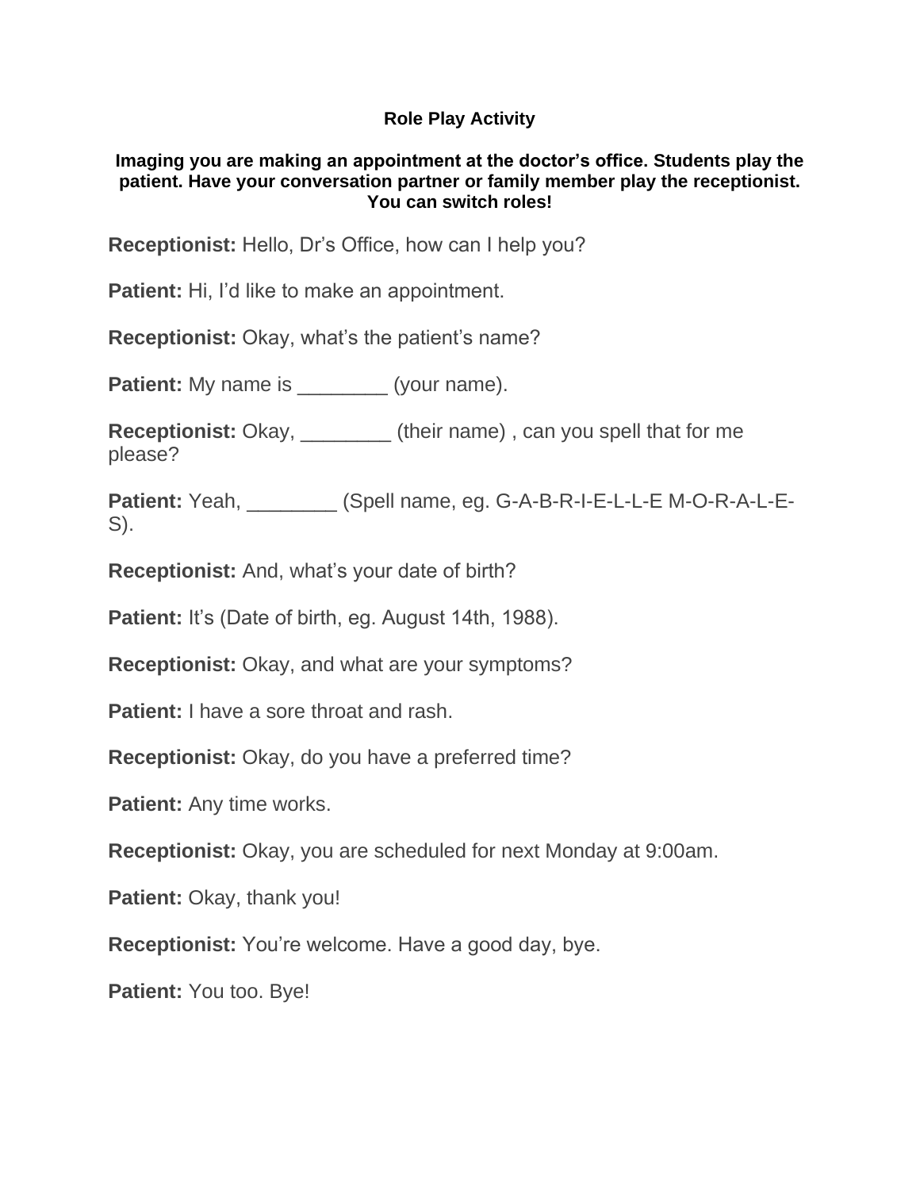# Role Play Activity

**Imaging you are making an appointment at the doctor's office. Students play the patient. Have your conversation partner or family member play the receptionist. You can switch roles!**

**Receptionist:** Hello, Dr's Office, how can I help you?

**Patient:** Hi, I'd like to make an appointment.

**Receptionist:** Okay, what's the patient's name?

**Patient:** My name is ________ (your name).

**Receptionist:** Okay, ________ (their name) , can you spell that for me please?

**Patient:** Yeah, ________ (Spell name, eg. G-A-B-R-I-E-L-L-E M-O-R-A-L-E-S).

**Receptionist:** And, what's your date of birth?

**Patient:** It's (Date of birth, eg. August 14th, 1988).

**Receptionist:** Okay, and what are your symptoms?

**Patient:** I have a sore throat and rash.

**Receptionist:** Okay, do you have a preferred time?

**Patient:** Any time works.

**Receptionist:** Okay, you are scheduled for next Monday at 9:00am.

**Patient:** Okay, thank you!

**Receptionist:** You're welcome. Have a good day, bye.

**Patient:** You too. Bye!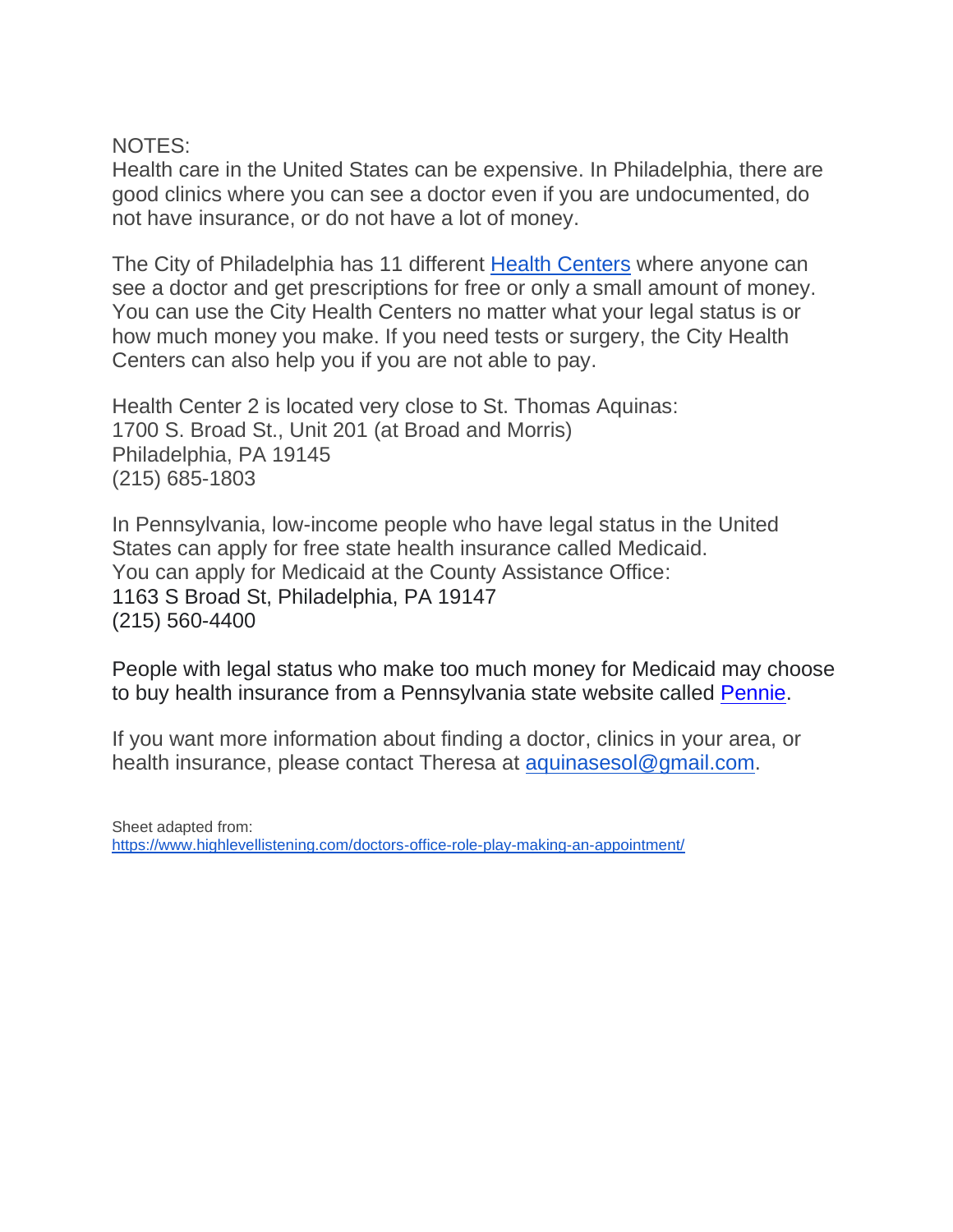NOTES:
Health care in the United States can be expensive. In Philadelphia, there are good clinics where you can see a doctor even if you are undocumented, do not have insurance, or do not have a lot of money.

The City of Philadelphia has 11 different Health Centers where anyone can see a doctor and get prescriptions for free or only a small amount of money. You can use the City Health Centers no matter what your legal status is or how much money you make. If you need tests or surgery, the City Health Centers can also help you if you are not able to pay.

Health Center 2 is located very close to St. Thomas Aquinas:
1700 S. Broad St., Unit 201 (at Broad and Morris)
Philadelphia, PA 19145
(215) 685-1803

In Pennsylvania, low-income people who have legal status in the United States can apply for free state health insurance called Medicaid.
You can apply for Medicaid at the County Assistance Office:
1163 S Broad St, Philadelphia, PA 19147
(215) 560-4400

People with legal status who make too much money for Medicaid may choose to buy health insurance from a Pennsylvania state website called Pennie.

If you want more information about finding a doctor, clinics in your area, or health insurance, please contact Theresa at aquinasesol@gmail.com.

Sheet adapted from:
https://www.highlevellistening.com/doctors-office-role-play-making-an-appointment/